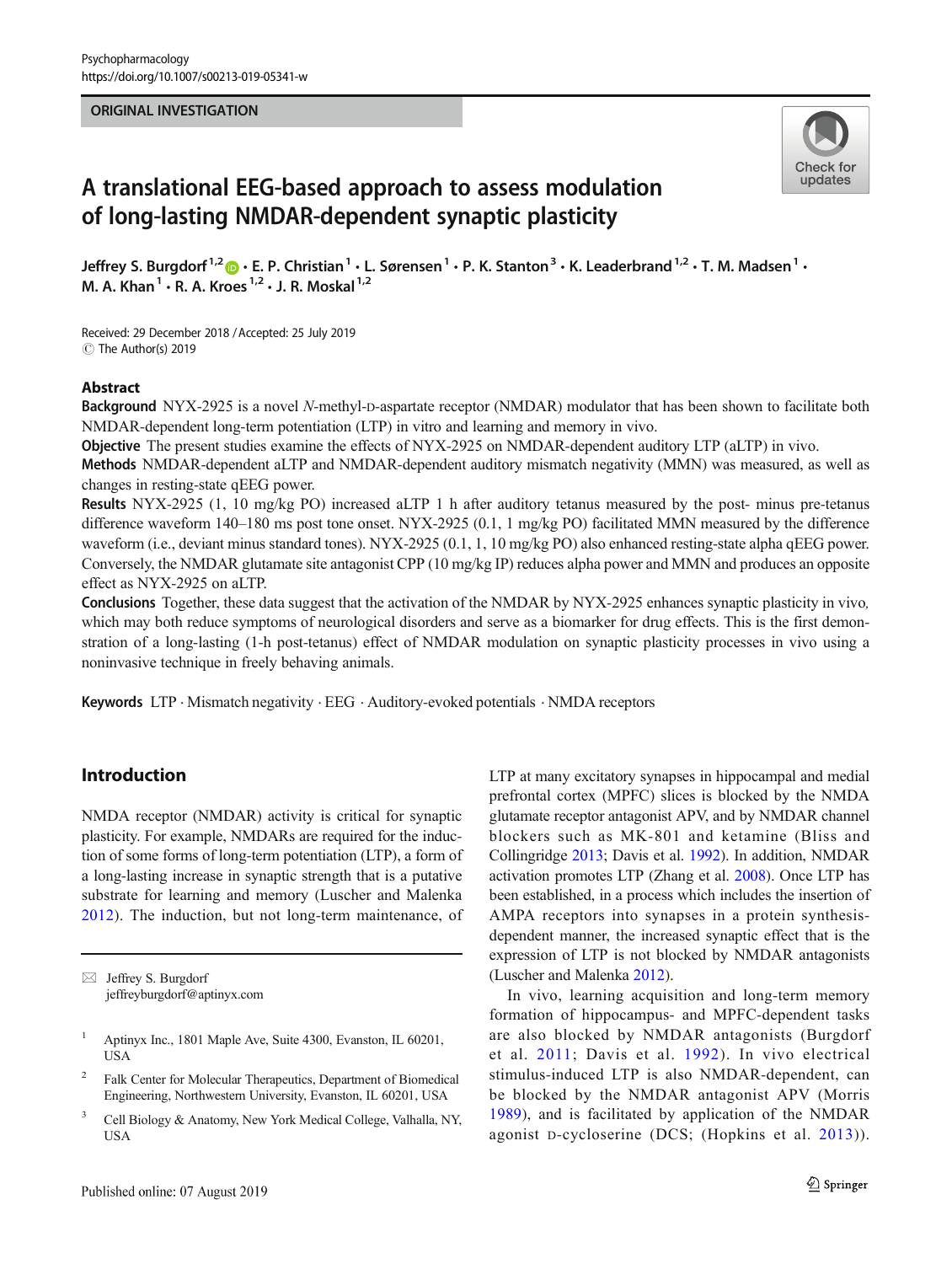ORIGINAL INVESTIGATION

# A translational EEG-based approach to assess modulation of long-lasting NMDAR-dependent synaptic plasticity

Jeffrey S. Burgdorf[1,2] · E. P. Christian[1] · L. Sørensen[1] · P. K. Stanton[3] · K. Leaderbrand[1,2] · T. M. Madsen[1] · M. A. Khan[1] · R. A. Kroes[1,2] · J. R. Moskal[1,2]

Received: 29 December 2018 / Accepted: 25 July 2019
© The Author(s) 2019

## Abstract

**Background** NYX-2925 is a novel *N*-methyl-D-aspartate receptor (NMDAR) modulator that has been shown to facilitate both NMDAR-dependent long-term potentiation (LTP) in vitro and learning and memory in vivo.

**Objective** The present studies examine the effects of NYX-2925 on NMDAR-dependent auditory LTP (aLTP) in vivo.

**Methods** NMDAR-dependent aLTP and NMDAR-dependent auditory mismatch negativity (MMN) was measured, as well as changes in resting-state qEEG power.

**Results** NYX-2925 (1, 10 mg/kg PO) increased aLTP 1 h after auditory tetanus measured by the post- minus pre-tetanus difference waveform 140–180 ms post tone onset. NYX-2925 (0.1, 1 mg/kg PO) facilitated MMN measured by the difference waveform (i.e., deviant minus standard tones). NYX-2925 (0.1, 1, 10 mg/kg PO) also enhanced resting-state alpha qEEG power. Conversely, the NMDAR glutamate site antagonist CPP (10 mg/kg IP) reduces alpha power and MMN and produces an opposite effect as NYX-2925 on aLTP.

**Conclusions** Together, these data suggest that the activation of the NMDAR by NYX-2925 enhances synaptic plasticity in vivo, which may both reduce symptoms of neurological disorders and serve as a biomarker for drug effects. This is the first demonstration of a long-lasting (1-h post-tetanus) effect of NMDAR modulation on synaptic plasticity processes in vivo using a noninvasive technique in freely behaving animals.

**Keywords** LTP · Mismatch negativity · EEG · Auditory-evoked potentials · NMDA receptors

## Introduction

NMDA receptor (NMDAR) activity is critical for synaptic plasticity. For example, NMDARs are required for the induction of some forms of long-term potentiation (LTP), a form of a long-lasting increase in synaptic strength that is a putative substrate for learning and memory (Luscher and Malenka 2012). The induction, but not long-term maintenance, of LTP at many excitatory synapses in hippocampal and medial prefrontal cortex (MPFC) slices is blocked by the NMDA glutamate receptor antagonist APV, and by NMDAR channel blockers such as MK-801 and ketamine (Bliss and Collingridge 2013; Davis et al. 1992). In addition, NMDAR activation promotes LTP (Zhang et al. 2008). Once LTP has been established, in a process which includes the insertion of AMPA receptors into synapses in a protein synthesis-dependent manner, the increased synaptic effect that is the expression of LTP is not blocked by NMDAR antagonists (Luscher and Malenka 2012).

In vivo, learning acquisition and long-term memory formation of hippocampus- and MPFC-dependent tasks are also blocked by NMDAR antagonists (Burgdorf et al. 2011; Davis et al. 1992). In vivo electrical stimulus-induced LTP is also NMDAR-dependent, can be blocked by the NMDAR antagonist APV (Morris 1989), and is facilitated by application of the NMDAR agonist D-cycloserine (DCS; (Hopkins et al. 2013)).

---

✉ Jeffrey S. Burgdorf
jeffreyburgdorf@aptinyx.com

[1] Aptinyx Inc., 1801 Maple Ave, Suite 4300, Evanston, IL 60201, USA

[2] Falk Center for Molecular Therapeutics, Department of Biomedical Engineering, Northwestern University, Evanston, IL 60201, USA

[3] Cell Biology & Anatomy, New York Medical College, Valhalla, NY, USA

Published online: 07 August 2019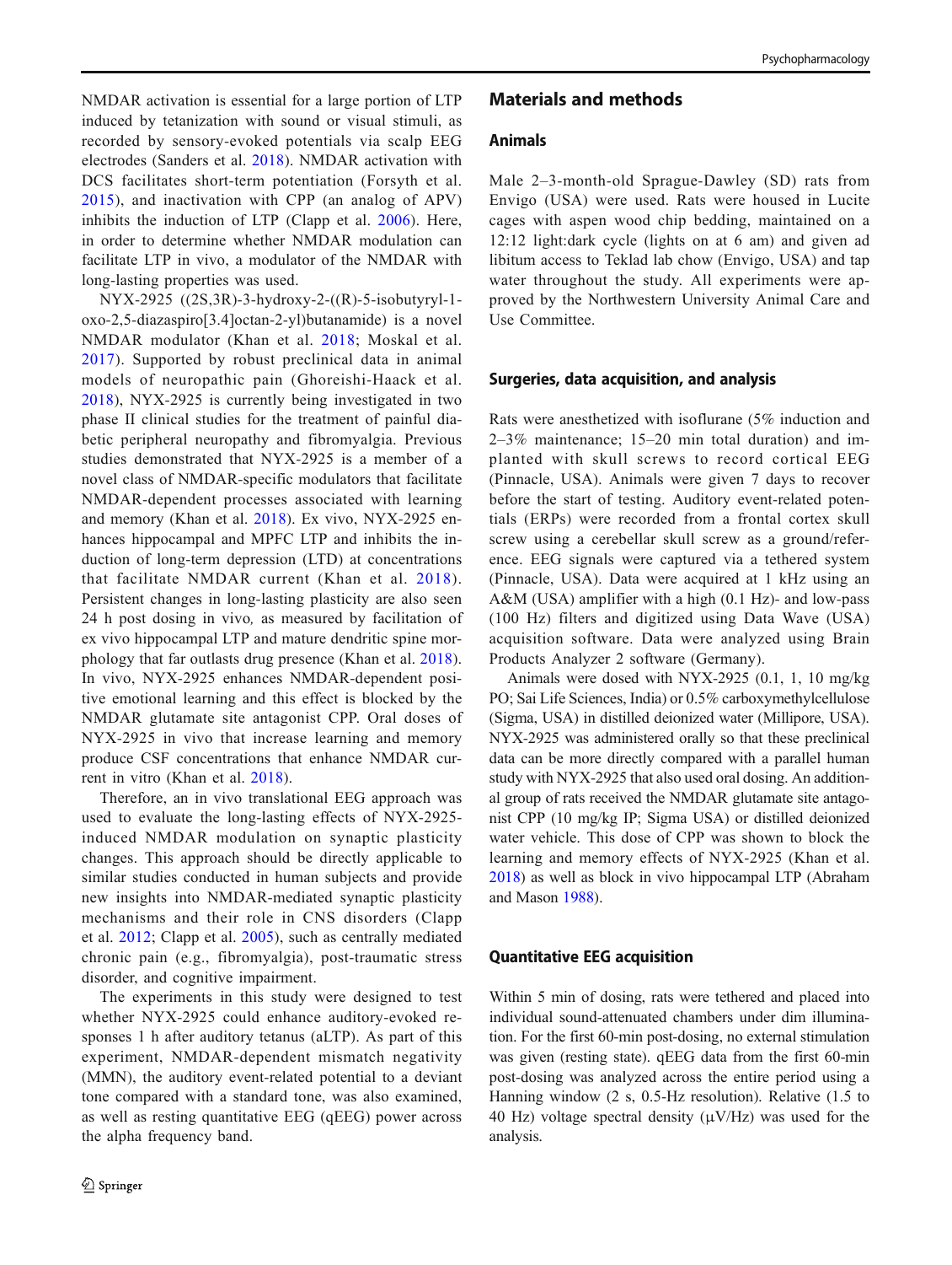NMDAR activation is essential for a large portion of LTP induced by tetanization with sound or visual stimuli, as recorded by sensory-evoked potentials via scalp EEG electrodes (Sanders et al. 2018). NMDAR activation with DCS facilitates short-term potentiation (Forsyth et al. 2015), and inactivation with CPP (an analog of APV) inhibits the induction of LTP (Clapp et al. 2006). Here, in order to determine whether NMDAR modulation can facilitate LTP in vivo, a modulator of the NMDAR with long-lasting properties was used.

NYX-2925 ((2S,3R)-3-hydroxy-2-((R)-5-isobutyryl-1-oxo-2,5-diazaspiro[3.4]octan-2-yl)butanamide) is a novel NMDAR modulator (Khan et al. 2018; Moskal et al. 2017). Supported by robust preclinical data in animal models of neuropathic pain (Ghoreishi-Haack et al. 2018), NYX-2925 is currently being investigated in two phase II clinical studies for the treatment of painful diabetic peripheral neuropathy and fibromyalgia. Previous studies demonstrated that NYX-2925 is a member of a novel class of NMDAR-specific modulators that facilitate NMDAR-dependent processes associated with learning and memory (Khan et al. 2018). Ex vivo, NYX-2925 enhances hippocampal and MPFC LTP and inhibits the induction of long-term depression (LTD) at concentrations that facilitate NMDAR current (Khan et al. 2018). Persistent changes in long-lasting plasticity are also seen 24 h post dosing in vivo, as measured by facilitation of ex vivo hippocampal LTP and mature dendritic spine morphology that far outlasts drug presence (Khan et al. 2018). In vivo, NYX-2925 enhances NMDAR-dependent positive emotional learning and this effect is blocked by the NMDAR glutamate site antagonist CPP. Oral doses of NYX-2925 in vivo that increase learning and memory produce CSF concentrations that enhance NMDAR current in vitro (Khan et al. 2018).

Therefore, an in vivo translational EEG approach was used to evaluate the long-lasting effects of NYX-2925-induced NMDAR modulation on synaptic plasticity changes. This approach should be directly applicable to similar studies conducted in human subjects and provide new insights into NMDAR-mediated synaptic plasticity mechanisms and their role in CNS disorders (Clapp et al. 2012; Clapp et al. 2005), such as centrally mediated chronic pain (e.g., fibromyalgia), post-traumatic stress disorder, and cognitive impairment.

The experiments in this study were designed to test whether NYX-2925 could enhance auditory-evoked responses 1 h after auditory tetanus (aLTP). As part of this experiment, NMDAR-dependent mismatch negativity (MMN), the auditory event-related potential to a deviant tone compared with a standard tone, was also examined, as well as resting quantitative EEG (qEEG) power across the alpha frequency band.

## Materials and methods

### Animals

Male 2–3-month-old Sprague-Dawley (SD) rats from Envigo (USA) were used. Rats were housed in Lucite cages with aspen wood chip bedding, maintained on a 12:12 light:dark cycle (lights on at 6 am) and given ad libitum access to Teklad lab chow (Envigo, USA) and tap water throughout the study. All experiments were approved by the Northwestern University Animal Care and Use Committee.

### Surgeries, data acquisition, and analysis

Rats were anesthetized with isoflurane (5% induction and 2–3% maintenance; 15–20 min total duration) and implanted with skull screws to record cortical EEG (Pinnacle, USA). Animals were given 7 days to recover before the start of testing. Auditory event-related potentials (ERPs) were recorded from a frontal cortex skull screw using a cerebellar skull screw as a ground/reference. EEG signals were captured via a tethered system (Pinnacle, USA). Data were acquired at 1 kHz using an A&M (USA) amplifier with a high (0.1 Hz)- and low-pass (100 Hz) filters and digitized using Data Wave (USA) acquisition software. Data were analyzed using Brain Products Analyzer 2 software (Germany).

Animals were dosed with NYX-2925 (0.1, 1, 10 mg/kg PO; Sai Life Sciences, India) or 0.5% carboxymethylcellulose (Sigma, USA) in distilled deionized water (Millipore, USA). NYX-2925 was administered orally so that these preclinical data can be more directly compared with a parallel human study with NYX-2925 that also used oral dosing. An additional group of rats received the NMDAR glutamate site antagonist CPP (10 mg/kg IP; Sigma USA) or distilled deionized water vehicle. This dose of CPP was shown to block the learning and memory effects of NYX-2925 (Khan et al. 2018) as well as block in vivo hippocampal LTP (Abraham and Mason 1988).

### Quantitative EEG acquisition

Within 5 min of dosing, rats were tethered and placed into individual sound-attenuated chambers under dim illumination. For the first 60-min post-dosing, no external stimulation was given (resting state). qEEG data from the first 60-min post-dosing was analyzed across the entire period using a Hanning window (2 s, 0.5-Hz resolution). Relative (1.5 to 40 Hz) voltage spectral density (μV/Hz) was used for the analysis.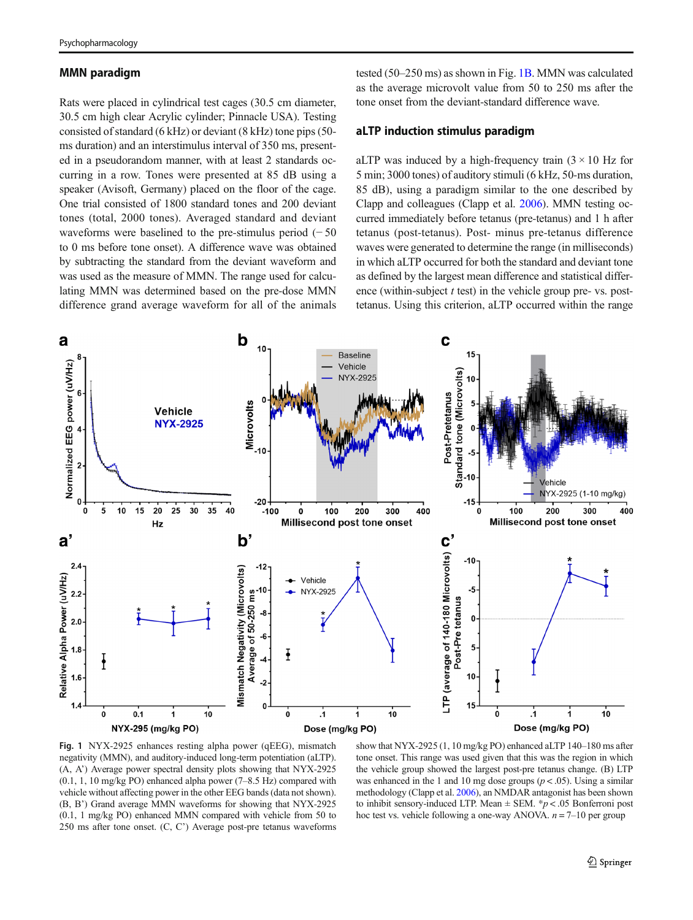### MMN paradigm

Rats were placed in cylindrical test cages (30.5 cm diameter, 30.5 cm high clear Acrylic cylinder; Pinnacle USA). Testing consisted of standard (6 kHz) or deviant (8 kHz) tone pips (50-ms duration) and an interstimulus interval of 350 ms, presented in a pseudorandom manner, with at least 2 standards occurring in a row. Tones were presented at 85 dB using a speaker (Avisoft, Germany) placed on the floor of the cage. One trial consisted of 1800 standard tones and 200 deviant tones (total, 2000 tones). Averaged standard and deviant waveforms were baselined to the pre-stimulus period (− 50 to 0 ms before tone onset). A difference wave was obtained by subtracting the standard from the deviant waveform and was used as the measure of MMN. The range used for calculating MMN was determined based on the pre-dose MMN difference grand average waveform for all of the animals tested (50–250 ms) as shown in Fig. 1B. MMN was calculated as the average microvolt value from 50 to 250 ms after the tone onset from the deviant-standard difference wave.

### aLTP induction stimulus paradigm

aLTP was induced by a high-frequency train (3 × 10 Hz for 5 min; 3000 tones) of auditory stimuli (6 kHz, 50-ms duration, 85 dB), using a paradigm similar to the one described by Clapp and colleagues (Clapp et al. 2006). MMN testing occurred immediately before tetanus (pre-tetanus) and 1 h after tetanus (post-tetanus). Post- minus pre-tetanus difference waves were generated to determine the range (in milliseconds) in which aLTP occurred for both the standard and deviant tone as defined by the largest mean difference and statistical difference (within-subject *t* test) in the vehicle group pre- vs. post-tetanus. Using this criterion, aLTP occurred within the range

**Fig. 1** NYX-2925 enhances resting alpha power (qEEG), mismatch negativity (MMN), and auditory-induced long-term potentiation (aLTP). (A, A') Average power spectral density plots showing that NYX-2925 (0.1, 1, 10 mg/kg PO) enhanced alpha power (7–8.5 Hz) compared with vehicle without affecting power in the other EEG bands (data not shown). (B, B') Grand average MMN waveforms for showing that NYX-2925 (0.1, 1 mg/kg PO) enhanced MMN compared with vehicle from 50 to 250 ms after tone onset. (C, C') Average post-pre tetanus waveforms show that NYX-2925 (1, 10 mg/kg PO) enhanced aLTP 140–180 ms after tone onset. This range was used given that this was the region in which the vehicle group showed the largest post-pre tetanus change. (B) LTP was enhanced in the 1 and 10 mg dose groups ($p < .05$). Using a similar methodology (Clapp et al. 2006), an NMDAR antagonist has been shown to inhibit sensory-induced LTP. Mean ± SEM. *$p < .05$ Bonferroni post hoc test vs. vehicle following a one-way ANOVA. $n = 7$–10 per group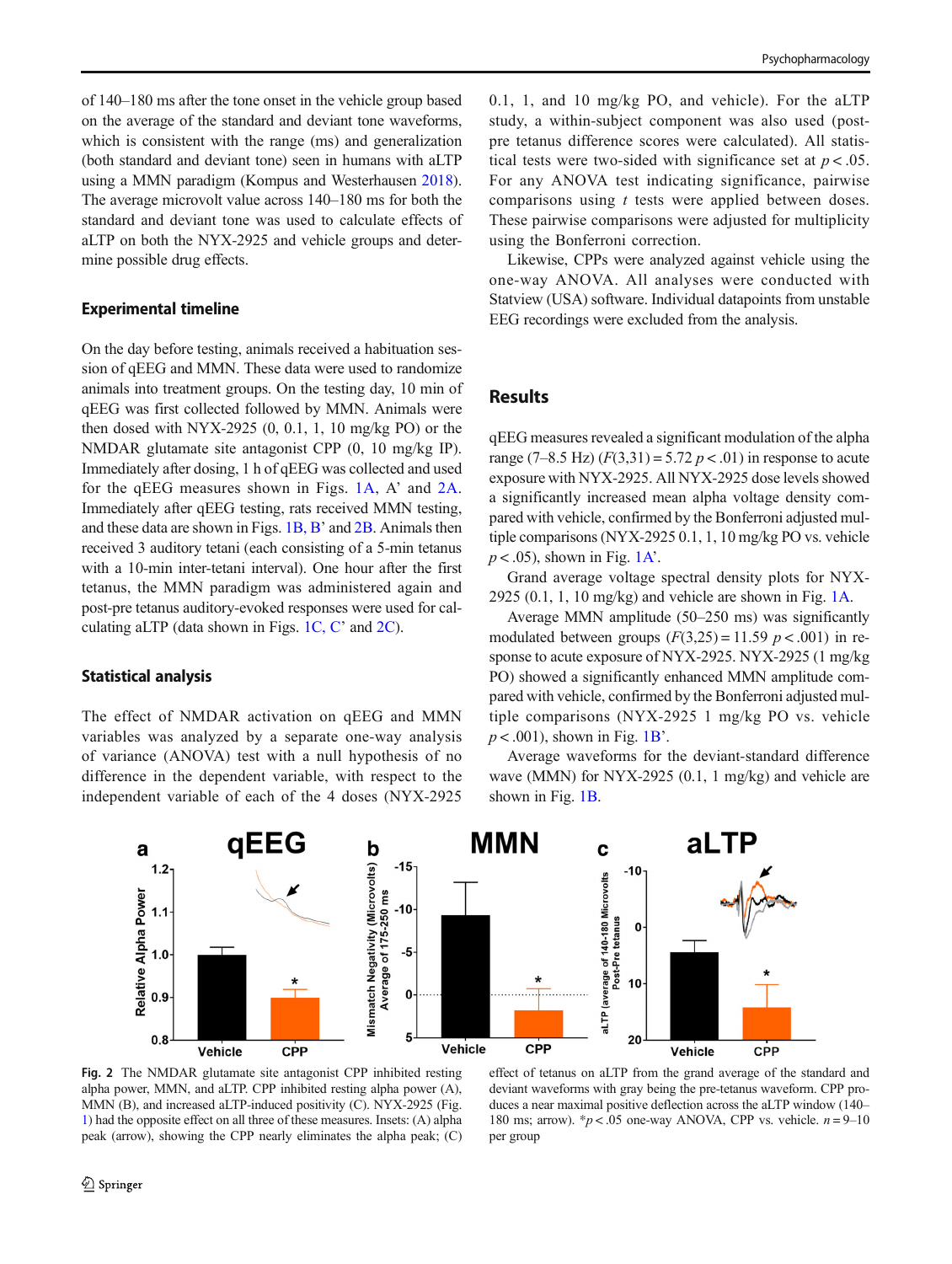of 140–180 ms after the tone onset in the vehicle group based on the average of the standard and deviant tone waveforms, which is consistent with the range (ms) and generalization (both standard and deviant tone) seen in humans with aLTP using a MMN paradigm (Kompus and Westerhausen 2018). The average microvolt value across 140–180 ms for both the standard and deviant tone was used to calculate effects of aLTP on both the NYX-2925 and vehicle groups and determine possible drug effects.

## Experimental timeline

On the day before testing, animals received a habituation session of qEEG and MMN. These data were used to randomize animals into treatment groups. On the testing day, 10 min of qEEG was first collected followed by MMN. Animals were then dosed with NYX-2925 (0, 0.1, 1, 10 mg/kg PO) or the NMDAR glutamate site antagonist CPP (0, 10 mg/kg IP). Immediately after dosing, 1 h of qEEG was collected and used for the qEEG measures shown in Figs. 1A, A' and 2A. Immediately after qEEG testing, rats received MMN testing, and these data are shown in Figs. 1B, B' and 2B. Animals then received 3 auditory tetani (each consisting of a 5-min tetanus with a 10-min inter-tetani interval). One hour after the first tetanus, the MMN paradigm was administered again and post-pre tetanus auditory-evoked responses were used for calculating aLTP (data shown in Figs. 1C, C' and 2C).

## Statistical analysis

The effect of NMDAR activation on qEEG and MMN variables was analyzed by a separate one-way analysis of variance (ANOVA) test with a null hypothesis of no difference in the dependent variable, with respect to the independent variable of each of the 4 doses (NYX-2925 0.1, 1, and 10 mg/kg PO, and vehicle). For the aLTP study, a within-subject component was also used (post-pre tetanus difference scores were calculated). All statistical tests were two-sided with significance set at $p < .05$. For any ANOVA test indicating significance, pairwise comparisons using $t$ tests were applied between doses. These pairwise comparisons were adjusted for multiplicity using the Bonferroni correction.

Likewise, CPPs were analyzed against vehicle using the one-way ANOVA. All analyses were conducted with Statview (USA) software. Individual datapoints from unstable EEG recordings were excluded from the analysis.

## Results

qEEG measures revealed a significant modulation of the alpha range (7–8.5 Hz) ($F(3,31) = 5.72$ $p < .01$) in response to acute exposure with NYX-2925. All NYX-2925 dose levels showed a significantly increased mean alpha voltage density compared with vehicle, confirmed by the Bonferroni adjusted multiple comparisons (NYX-2925 0.1, 1, 10 mg/kg PO vs. vehicle $p < .05$), shown in Fig. 1A'.

Grand average voltage spectral density plots for NYX-2925 (0.1, 1, 10 mg/kg) and vehicle are shown in Fig. 1A.

Average MMN amplitude (50–250 ms) was significantly modulated between groups ($F(3,25) = 11.59$ $p < .001$) in response to acute exposure of NYX-2925. NYX-2925 (1 mg/kg PO) showed a significantly enhanced MMN amplitude compared with vehicle, confirmed by the Bonferroni adjusted multiple comparisons (NYX-2925 1 mg/kg PO vs. vehicle $p < .001$), shown in Fig. 1B'.

Average waveforms for the deviant-standard difference wave (MMN) for NYX-2925 (0.1, 1 mg/kg) and vehicle are shown in Fig. 1B.

**Fig. 2** The NMDAR glutamate site antagonist CPP inhibited resting alpha power, MMN, and aLTP. CPP inhibited resting alpha power (A), MMN (B), and increased aLTP-induced positivity (C). NYX-2925 (Fig. 1) had the opposite effect on all three of these measures. Insets: (A) alpha peak (arrow), showing the CPP nearly eliminates the alpha peak; (C) effect of tetanus on aLTP from the grand average of the standard and deviant waveforms with gray being the pre-tetanus waveform. CPP produces a near maximal positive deflection across the aLTP window (140–180 ms; arrow). *$p < .05$ one-way ANOVA, CPP vs. vehicle. $n = 9$–10 per group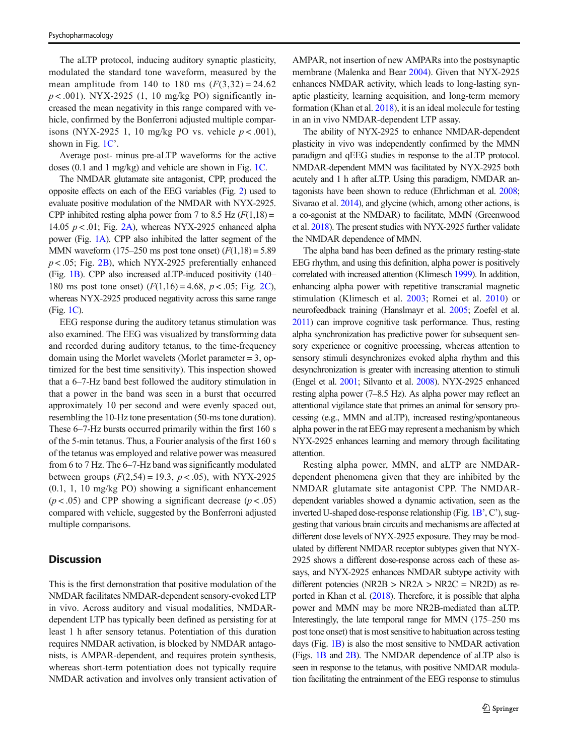The aLTP protocol, inducing auditory synaptic plasticity, modulated the standard tone waveform, measured by the mean amplitude from 140 to 180 ms ($F(3,32) = 24.62$ $p < .001$). NYX-2925 (1, 10 mg/kg PO) significantly increased the mean negativity in this range compared with vehicle, confirmed by the Bonferroni adjusted multiple comparisons (NYX-2925 1, 10 mg/kg PO vs. vehicle $p < .001$), shown in Fig. 1C'.

Average post- minus pre-aLTP waveforms for the active doses (0.1 and 1 mg/kg) and vehicle are shown in Fig. 1C.

The NMDAR glutamate site antagonist, CPP, produced the opposite effects on each of the EEG variables (Fig. 2) used to evaluate positive modulation of the NMDAR with NYX-2925. CPP inhibited resting alpha power from 7 to 8.5 Hz ($F(1,18) = 14.05$ $p < .01$; Fig. 2A), whereas NYX-2925 enhanced alpha power (Fig. 1A). CPP also inhibited the latter segment of the MMN waveform (175–250 ms post tone onset) ($F(1,18) = 5.89$ $p < .05$; Fig. 2B), which NYX-2925 preferentially enhanced (Fig. 1B). CPP also increased aLTP-induced positivity (140–180 ms post tone onset) ($F(1,16) = 4.68$, $p < .05$; Fig. 2C), whereas NYX-2925 produced negativity across this same range (Fig. 1C).

EEG response during the auditory tetanus stimulation was also examined. The EEG was visualized by transforming data and recorded during auditory tetanus, to the time-frequency domain using the Morlet wavelets (Morlet parameter = 3, optimized for the best time sensitivity). This inspection showed that a 6–7-Hz band best followed the auditory stimulation in that a power in the band was seen in a burst that occurred approximately 10 per second and were evenly spaced out, resembling the 10-Hz tone presentation (50-ms tone duration). These 6–7-Hz bursts occurred primarily within the first 160 s of the 5-min tetanus. Thus, a Fourier analysis of the first 160 s of the tetanus was employed and relative power was measured from 6 to 7 Hz. The 6–7-Hz band was significantly modulated between groups ($F(2,54) = 19.3$, $p < .05$), with NYX-2925 (0.1, 1, 10 mg/kg PO) showing a significant enhancement ($p < .05$) and CPP showing a significant decrease ($p < .05$) compared with vehicle, suggested by the Bonferroni adjusted multiple comparisons.

## Discussion

This is the first demonstration that positive modulation of the NMDAR facilitates NMDAR-dependent sensory-evoked LTP in vivo. Across auditory and visual modalities, NMDAR-dependent LTP has typically been defined as persisting for at least 1 h after sensory tetanus. Potentiation of this duration requires NMDAR activation, is blocked by NMDAR antagonists, is AMPAR-dependent, and requires protein synthesis, whereas short-term potentiation does not typically require NMDAR activation and involves only transient activation of AMPAR, not insertion of new AMPARs into the postsynaptic membrane (Malenka and Bear 2004). Given that NYX-2925 enhances NMDAR activity, which leads to long-lasting synaptic plasticity, learning acquisition, and long-term memory formation (Khan et al. 2018), it is an ideal molecule for testing in an in vivo NMDAR-dependent LTP assay.

The ability of NYX-2925 to enhance NMDAR-dependent plasticity in vivo was independently confirmed by the MMN paradigm and qEEG studies in response to the aLTP protocol. NMDAR-dependent MMN was facilitated by NYX-2925 both acutely and 1 h after aLTP. Using this paradigm, NMDAR antagonists have been shown to reduce (Ehrlichman et al. 2008; Sivarao et al. 2014), and glycine (which, among other actions, is a co-agonist at the NMDAR) to facilitate, MMN (Greenwood et al. 2018). The present studies with NYX-2925 further validate the NMDAR dependence of MMN.

The alpha band has been defined as the primary resting-state EEG rhythm, and using this definition, alpha power is positively correlated with increased attention (Klimesch 1999). In addition, enhancing alpha power with repetitive transcranial magnetic stimulation (Klimesch et al. 2003; Romei et al. 2010) or neurofeedback training (Hanslmayr et al. 2005; Zoefel et al. 2011) can improve cognitive task performance. Thus, resting alpha synchronization has predictive power for subsequent sensory experience or cognitive processing, whereas attention to sensory stimuli desynchronizes evoked alpha rhythm and this desynchronization is greater with increasing attention to stimuli (Engel et al. 2001; Silvanto et al. 2008). NYX-2925 enhanced resting alpha power (7–8.5 Hz). As alpha power may reflect an attentional vigilance state that primes an animal for sensory processing (e.g., MMN and aLTP), increased resting/spontaneous alpha power in the rat EEG may represent a mechanism by which NYX-2925 enhances learning and memory through facilitating attention.

Resting alpha power, MMN, and aLTP are NMDAR-dependent phenomena given that they are inhibited by the NMDAR glutamate site antagonist CPP. The NMDAR-dependent variables showed a dynamic activation, seen as the inverted U-shaped dose-response relationship (Fig. 1B', C'), suggesting that various brain circuits and mechanisms are affected at different dose levels of NYX-2925 exposure. They may be modulated by different NMDAR receptor subtypes given that NYX-2925 shows a different dose-response across each of these assays, and NYX-2925 enhances NMDAR subtype activity with different potencies (NR2B > NR2A > NR2C = NR2D) as reported in Khan et al. (2018). Therefore, it is possible that alpha power and MMN may be more NR2B-mediated than aLTP. Interestingly, the late temporal range for MMN (175–250 ms post tone onset) that is most sensitive to habituation across testing days (Fig. 1B) is also the most sensitive to NMDAR activation (Figs. 1B and 2B). The NMDAR dependence of aLTP also is seen in response to the tetanus, with positive NMDAR modulation facilitating the entrainment of the EEG response to stimulus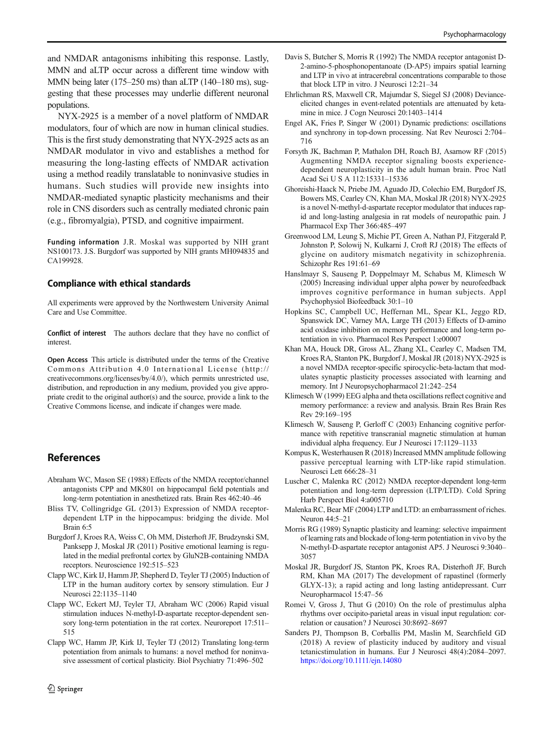and NMDAR antagonisms inhibiting this response. Lastly, MMN and aLTP occur across a different time window with MMN being later (175–250 ms) than aLTP (140–180 ms), suggesting that these processes may underlie different neuronal populations.

NYX-2925 is a member of a novel platform of NMDAR modulators, four of which are now in human clinical studies. This is the first study demonstrating that NYX-2925 acts as an NMDAR modulator in vivo and establishes a method for measuring the long-lasting effects of NMDAR activation using a method readily translatable to noninvasive studies in humans. Such studies will provide new insights into NMDAR-mediated synaptic plasticity mechanisms and their role in CNS disorders such as centrally mediated chronic pain (e.g., fibromyalgia), PTSD, and cognitive impairment.

**Funding information** J.R. Moskal was supported by NIH grant NS100173. J.S. Burgdorf was supported by NIH grants MH094835 and CA199928.

## Compliance with ethical standards

All experiments were approved by the Northwestern University Animal Care and Use Committee.

**Conflict of interest** The authors declare that they have no conflict of interest.

**Open Access** This article is distributed under the terms of the Creative Commons Attribution 4.0 International License (http://creativecommons.org/licenses/by/4.0/), which permits unrestricted use, distribution, and reproduction in any medium, provided you give appropriate credit to the original author(s) and the source, provide a link to the Creative Commons license, and indicate if changes were made.

## References

Abraham WC, Mason SE (1988) Effects of the NMDA receptor/channel antagonists CPP and MK801 on hippocampal field potentials and long-term potentiation in anesthetized rats. Brain Res 462:40–46

Bliss TV, Collingridge GL (2013) Expression of NMDA receptor-dependent LTP in the hippocampus: bridging the divide. Mol Brain 6:5

Burgdorf J, Kroes RA, Weiss C, Oh MM, Disterhoft JF, Brudzynski SM, Panksepp J, Moskal JR (2011) Positive emotional learning is regulated in the medial prefrontal cortex by GluN2B-containing NMDA receptors. Neuroscience 192:515–523

Clapp WC, Kirk IJ, Hamm JP, Shepherd D, Teyler TJ (2005) Induction of LTP in the human auditory cortex by sensory stimulation. Eur J Neurosci 22:1135–1140

Clapp WC, Eckert MJ, Teyler TJ, Abraham WC (2006) Rapid visual stimulation induces N-methyl-D-aspartate receptor-dependent sensory long-term potentiation in the rat cortex. Neuroreport 17:511–515

Clapp WC, Hamm JP, Kirk IJ, Teyler TJ (2012) Translating long-term potentiation from animals to humans: a novel method for noninvasive assessment of cortical plasticity. Biol Psychiatry 71:496–502

Davis S, Butcher S, Morris R (1992) The NMDA receptor antagonist D-2-amino-5-phosphonopentanoate (D-AP5) impairs spatial learning and LTP in vivo at intracerebral concentrations comparable to those that block LTP in vitro. J Neurosci 12:21–34

Ehrlichman RS, Maxwell CR, Majumdar S, Siegel SJ (2008) Deviance-elicited changes in event-related potentials are attenuated by ketamine in mice. J Cogn Neurosci 20:1403–1414

Engel AK, Fries P, Singer W (2001) Dynamic predictions: oscillations and synchrony in top-down processing. Nat Rev Neurosci 2:704–716

Forsyth JK, Bachman P, Mathalon DH, Roach BJ, Asarnow RF (2015) Augmenting NMDA receptor signaling boosts experience-dependent neuroplasticity in the adult human brain. Proc Natl Acad Sci U S A 112:15331–15336

Ghoreishi-Haack N, Priebe JM, Aguado JD, Colechio EM, Burgdorf JS, Bowers MS, Cearley CN, Khan MA, Moskal JR (2018) NYX-2925 is a novel N-methyl-d-aspartate receptor modulator that induces rapid and long-lasting analgesia in rat models of neuropathic pain. J Pharmacol Exp Ther 366:485–497

Greenwood LM, Leung S, Michie PT, Green A, Nathan PJ, Fitzgerald P, Johnston P, Solowij N, Kulkarni J, Croft RJ (2018) The effects of glycine on auditory mismatch negativity in schizophrenia. Schizophr Res 191:61–69

Hanslmayr S, Sauseng P, Doppelmayr M, Schabus M, Klimesch W (2005) Increasing individual upper alpha power by neurofeedback improves cognitive performance in human subjects. Appl Psychophysiol Biofeedback 30:1–10

Hopkins SC, Campbell UC, Heffernan ML, Spear KL, Jeggo RD, Spanswick DC, Varney MA, Large TH (2013) Effects of D-amino acid oxidase inhibition on memory performance and long-term potentiation in vivo. Pharmacol Res Perspect 1:e00007

Khan MA, Houck DR, Gross AL, Zhang XL, Cearley C, Madsen TM, Kroes RA, Stanton PK, Burgdorf J, Moskal JR (2018) NYX-2925 is a novel NMDA receptor-specific spirocyclic-beta-lactam that modulates synaptic plasticity processes associated with learning and memory. Int J Neuropsychopharmacol 21:242–254

Klimesch W (1999) EEG alpha and theta oscillations reflect cognitive and memory performance: a review and analysis. Brain Res Brain Res Rev 29:169–195

Klimesch W, Sauseng P, Gerloff C (2003) Enhancing cognitive performance with repetitive transcranial magnetic stimulation at human individual alpha frequency. Eur J Neurosci 17:1129–1133

Kompus K, Westerhausen R (2018) Increased MMN amplitude following passive perceptual learning with LTP-like rapid stimulation. Neurosci Lett 666:28–31

Luscher C, Malenka RC (2012) NMDA receptor-dependent long-term potentiation and long-term depression (LTP/LTD). Cold Spring Harb Perspect Biol 4:a005710

Malenka RC, Bear MF (2004) LTP and LTD: an embarrassment of riches. Neuron 44:5–21

Morris RG (1989) Synaptic plasticity and learning: selective impairment of learning rats and blockade of long-term potentiation in vivo by the N-methyl-D-aspartate receptor antagonist AP5. J Neurosci 9:3040–3057

Moskal JR, Burgdorf JS, Stanton PK, Kroes RA, Disterhoft JF, Burch RM, Khan MA (2017) The development of rapastinel (formerly GLYX-13); a rapid acting and long lasting antidepressant. Curr Neuropharmacol 15:47–56

Romei V, Gross J, Thut G (2010) On the role of prestimulus alpha rhythms over occipito-parietal areas in visual input regulation: correlation or causation? J Neurosci 30:8692–8697

Sanders PJ, Thompson B, Corballis PM, Maslin M, Searchfield GD (2018) A review of plasticity induced by auditory and visual tetanicstimulation in humans. Eur J Neurosci 48(4):2084–2097. https://doi.org/10.1111/ejn.14080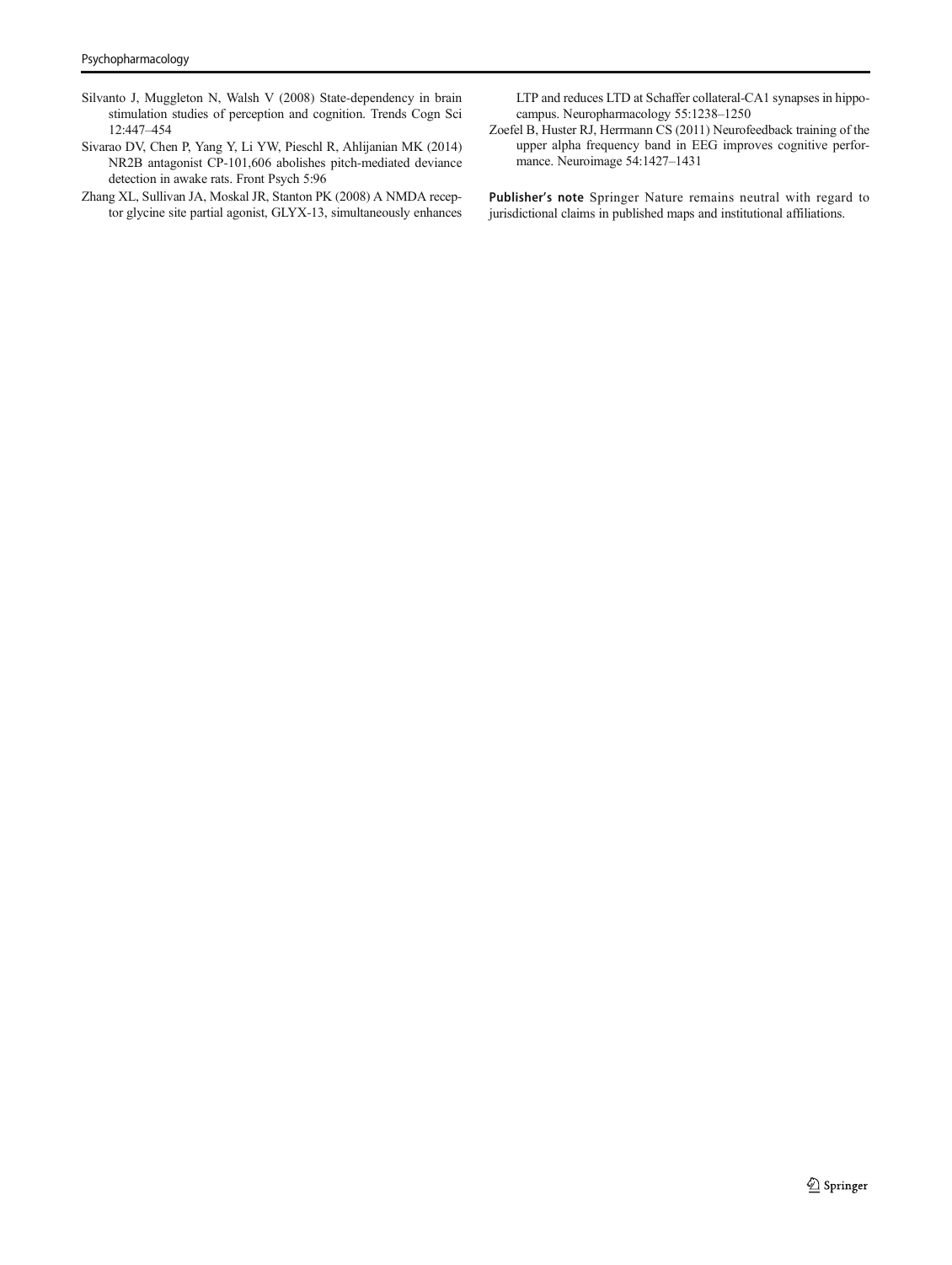Silvanto J, Muggleton N, Walsh V (2008) State-dependency in brain stimulation studies of perception and cognition. Trends Cogn Sci 12:447–454

Sivarao DV, Chen P, Yang Y, Li YW, Pieschl R, Ahlijanian MK (2014) NR2B antagonist CP-101,606 abolishes pitch-mediated deviance detection in awake rats. Front Psych 5:96

Zhang XL, Sullivan JA, Moskal JR, Stanton PK (2008) A NMDA receptor glycine site partial agonist, GLYX-13, simultaneously enhances LTP and reduces LTD at Schaffer collateral-CA1 synapses in hippocampus. Neuropharmacology 55:1238–1250

Zoefel B, Huster RJ, Herrmann CS (2011) Neurofeedback training of the upper alpha frequency band in EEG improves cognitive performance. Neuroimage 54:1427–1431

**Publisher's note** Springer Nature remains neutral with regard to jurisdictional claims in published maps and institutional affiliations.